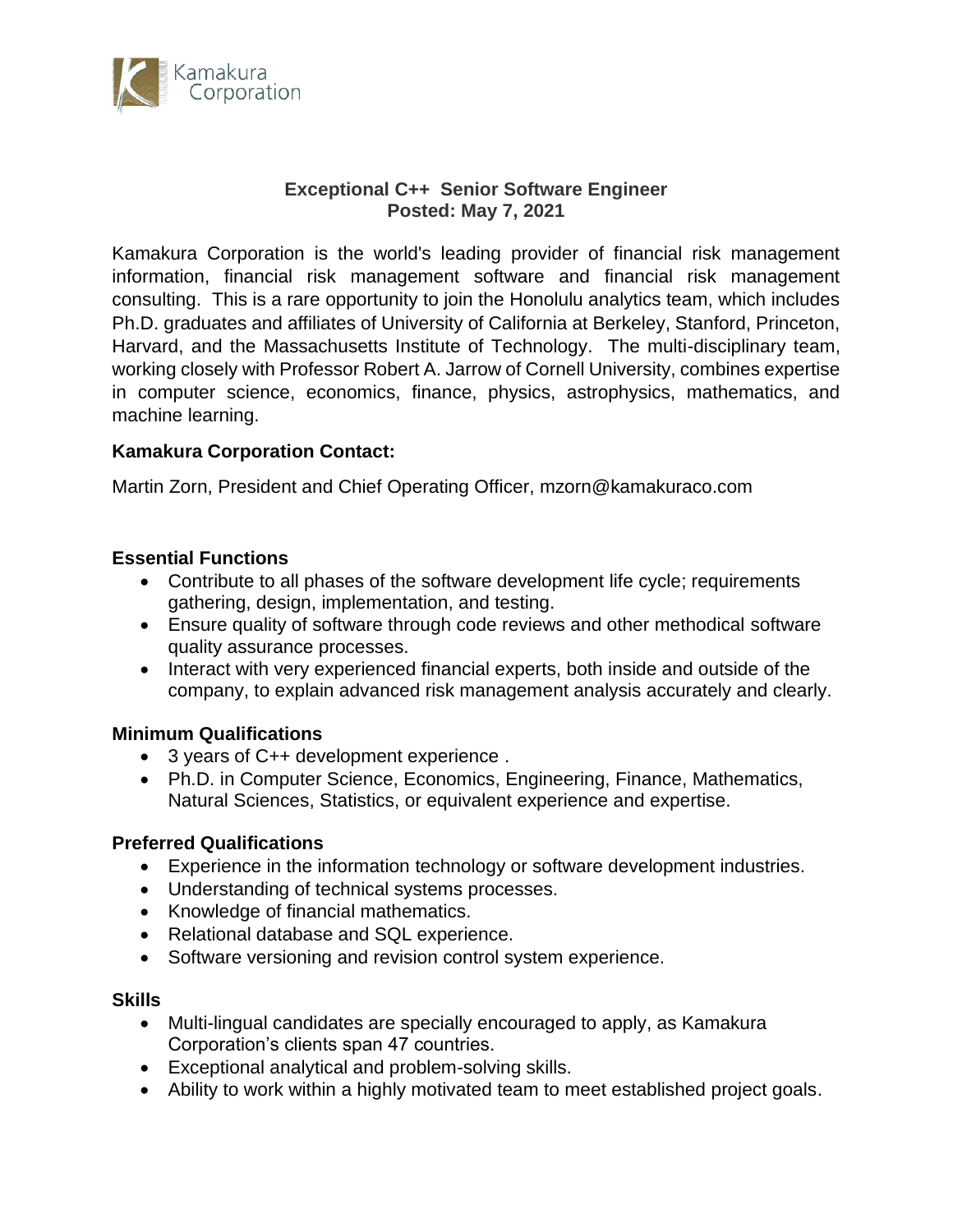Kamakura Corporation

# Exceptional C++ Senior Software Engineer
**Posted: May 7, 2021**

Kamakura Corporation is the world's leading provider of financial risk management information, financial risk management software and financial risk management consulting. This is a rare opportunity to join the Honolulu analytics team, which includes Ph.D. graduates and affiliates of University of California at Berkeley, Stanford, Princeton, Harvard, and the Massachusetts Institute of Technology. The multi-disciplinary team, working closely with Professor Robert A. Jarrow of Cornell University, combines expertise in computer science, economics, finance, physics, astrophysics, mathematics, and machine learning.

**Kamakura Corporation Contact:**

Martin Zorn, President and Chief Operating Officer, mzorn@kamakuraco.com

## Essential Functions

- Contribute to all phases of the software development life cycle; requirements gathering, design, implementation, and testing.
- Ensure quality of software through code reviews and other methodical software quality assurance processes.
- Interact with very experienced financial experts, both inside and outside of the company, to explain advanced risk management analysis accurately and clearly.

## Minimum Qualifications

- 3 years of C++ development experience .
- Ph.D. in Computer Science, Economics, Engineering, Finance, Mathematics, Natural Sciences, Statistics, or equivalent experience and expertise.

## Preferred Qualifications

- Experience in the information technology or software development industries.
- Understanding of technical systems processes.
- Knowledge of financial mathematics.
- Relational database and SQL experience.
- Software versioning and revision control system experience.

## Skills

- Multi-lingual candidates are specially encouraged to apply, as Kamakura Corporation's clients span 47 countries.
- Exceptional analytical and problem-solving skills.
- Ability to work within a highly motivated team to meet established project goals.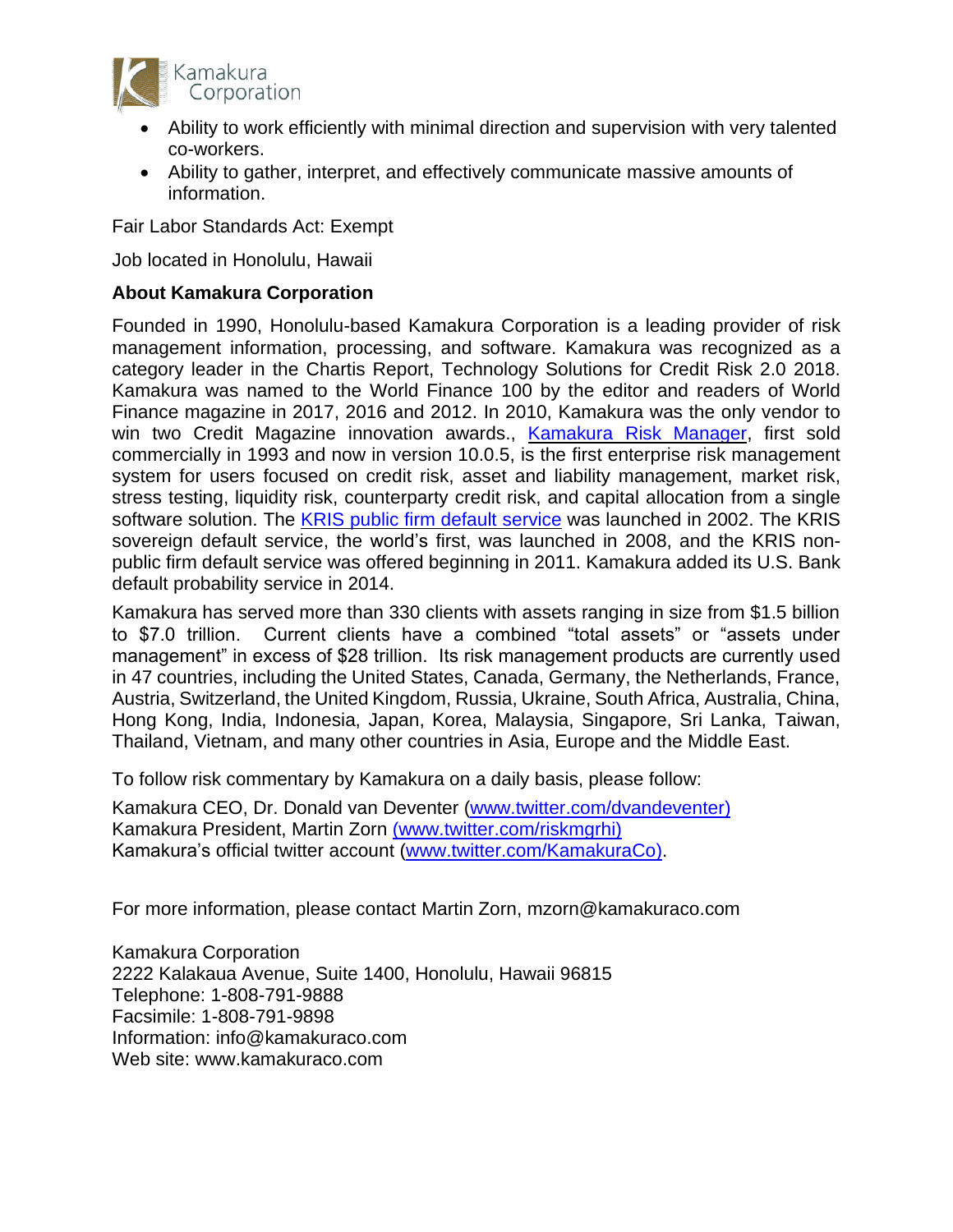- Ability to work efficiently with minimal direction and supervision with very talented co-workers.
- Ability to gather, interpret, and effectively communicate massive amounts of information.

Fair Labor Standards Act: Exempt

Job located in Honolulu, Hawaii

**About Kamakura Corporation**

Founded in 1990, Honolulu-based Kamakura Corporation is a leading provider of risk management information, processing, and software. Kamakura was recognized as a category leader in the Chartis Report, Technology Solutions for Credit Risk 2.0 2018. Kamakura was named to the World Finance 100 by the editor and readers of World Finance magazine in 2017, 2016 and 2012. In 2010, Kamakura was the only vendor to win two Credit Magazine innovation awards., Kamakura Risk Manager, first sold commercially in 1993 and now in version 10.0.5, is the first enterprise risk management system for users focused on credit risk, asset and liability management, market risk, stress testing, liquidity risk, counterparty credit risk, and capital allocation from a single software solution. The KRIS public firm default service was launched in 2002. The KRIS sovereign default service, the world's first, was launched in 2008, and the KRIS non-public firm default service was offered beginning in 2011. Kamakura added its U.S. Bank default probability service in 2014.

Kamakura has served more than 330 clients with assets ranging in size from $1.5 billion to $7.0 trillion. Current clients have a combined "total assets" or "assets under management" in excess of $28 trillion. Its risk management products are currently used in 47 countries, including the United States, Canada, Germany, the Netherlands, France, Austria, Switzerland, the United Kingdom, Russia, Ukraine, South Africa, Australia, China, Hong Kong, India, Indonesia, Japan, Korea, Malaysia, Singapore, Sri Lanka, Taiwan, Thailand, Vietnam, and many other countries in Asia, Europe and the Middle East.

To follow risk commentary by Kamakura on a daily basis, please follow:

Kamakura CEO, Dr. Donald van Deventer (www.twitter.com/dvandeventer)
Kamakura President, Martin Zorn (www.twitter.com/riskmgrhi)
Kamakura's official twitter account (www.twitter.com/KamakuraCo).

For more information, please contact Martin Zorn, mzorn@kamakuraco.com

Kamakura Corporation
2222 Kalakaua Avenue, Suite 1400, Honolulu, Hawaii 96815
Telephone: 1-808-791-9888
Facsimile: 1-808-791-9898
Information: info@kamakuraco.com
Web site: www.kamakuraco.com